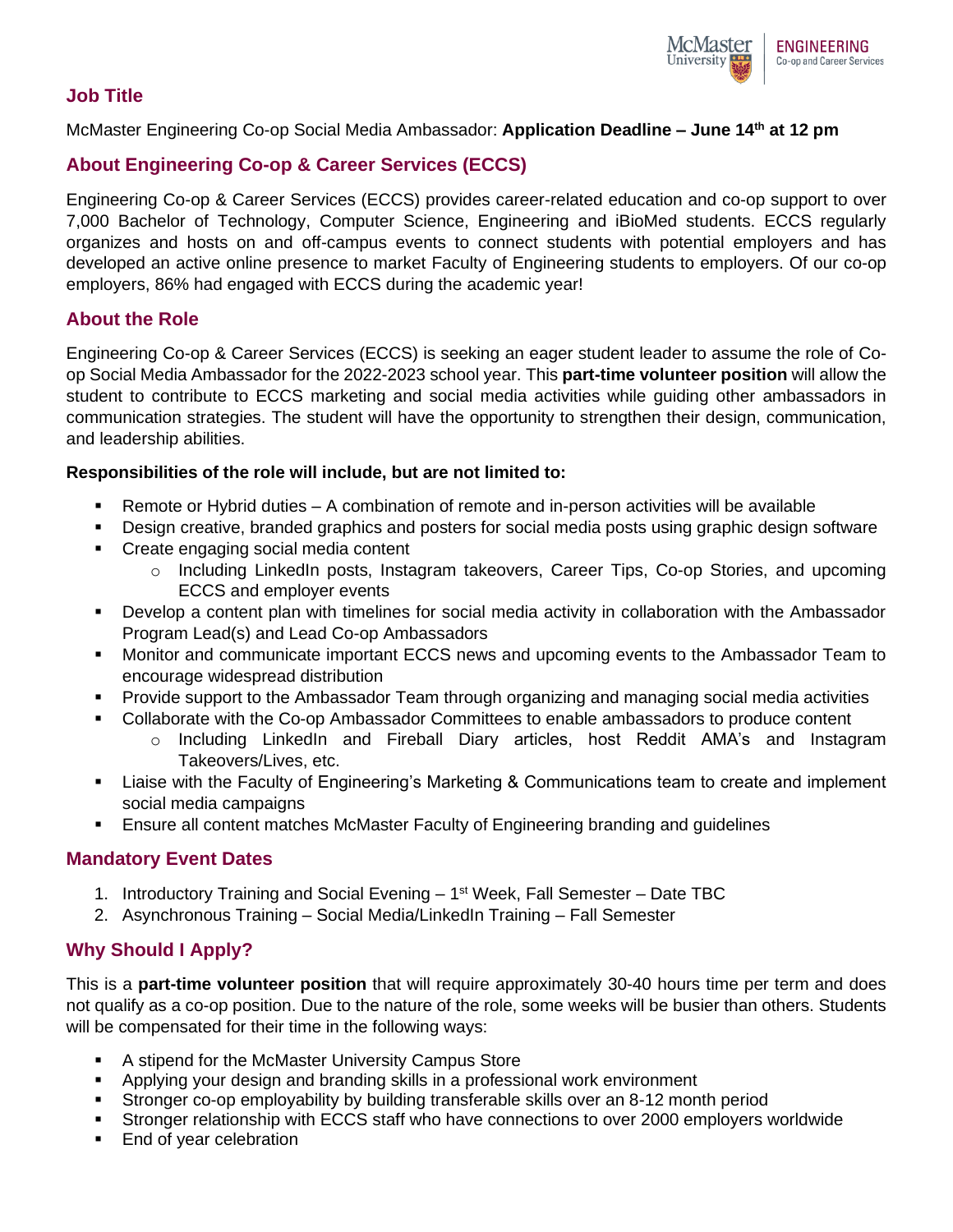## Job Title

McMaster Engineering Co-op Social Media Ambassador: **Application Deadline – June 14th at 12 pm**

## About Engineering Co-op & Career Services (ECCS)

Engineering Co-op & Career Services (ECCS) provides career-related education and co-op support to over 7,000 Bachelor of Technology, Computer Science, Engineering and iBioMed students. ECCS regularly organizes and hosts on and off-campus events to connect students with potential employers and has developed an active online presence to market Faculty of Engineering students to employers. Of our co-op employers, 86% had engaged with ECCS during the academic year!

## About the Role

Engineering Co-op & Career Services (ECCS) is seeking an eager student leader to assume the role of Co-op Social Media Ambassador for the 2022-2023 school year. This **part-time volunteer position** will allow the student to contribute to ECCS marketing and social media activities while guiding other ambassadors in communication strategies. The student will have the opportunity to strengthen their design, communication, and leadership abilities.

**Responsibilities of the role will include, but are not limited to:**

- Remote or Hybrid duties – A combination of remote and in-person activities will be available
- Design creative, branded graphics and posters for social media posts using graphic design software
- Create engaging social media content
  - Including LinkedIn posts, Instagram takeovers, Career Tips, Co-op Stories, and upcoming ECCS and employer events
- Develop a content plan with timelines for social media activity in collaboration with the Ambassador Program Lead(s) and Lead Co-op Ambassadors
- Monitor and communicate important ECCS news and upcoming events to the Ambassador Team to encourage widespread distribution
- Provide support to the Ambassador Team through organizing and managing social media activities
- Collaborate with the Co-op Ambassador Committees to enable ambassadors to produce content
  - Including LinkedIn and Fireball Diary articles, host Reddit AMA's and Instagram Takeovers/Lives, etc.
- Liaise with the Faculty of Engineering's Marketing & Communications team to create and implement social media campaigns
- Ensure all content matches McMaster Faculty of Engineering branding and guidelines

## Mandatory Event Dates

1. Introductory Training and Social Evening – 1st Week, Fall Semester – Date TBC
2. Asynchronous Training – Social Media/LinkedIn Training – Fall Semester

## Why Should I Apply?

This is a **part-time volunteer position** that will require approximately 30-40 hours time per term and does not qualify as a co-op position. Due to the nature of the role, some weeks will be busier than others. Students will be compensated for their time in the following ways:

- A stipend for the McMaster University Campus Store
- Applying your design and branding skills in a professional work environment
- Stronger co-op employability by building transferable skills over an 8-12 month period
- Stronger relationship with ECCS staff who have connections to over 2000 employers worldwide
- End of year celebration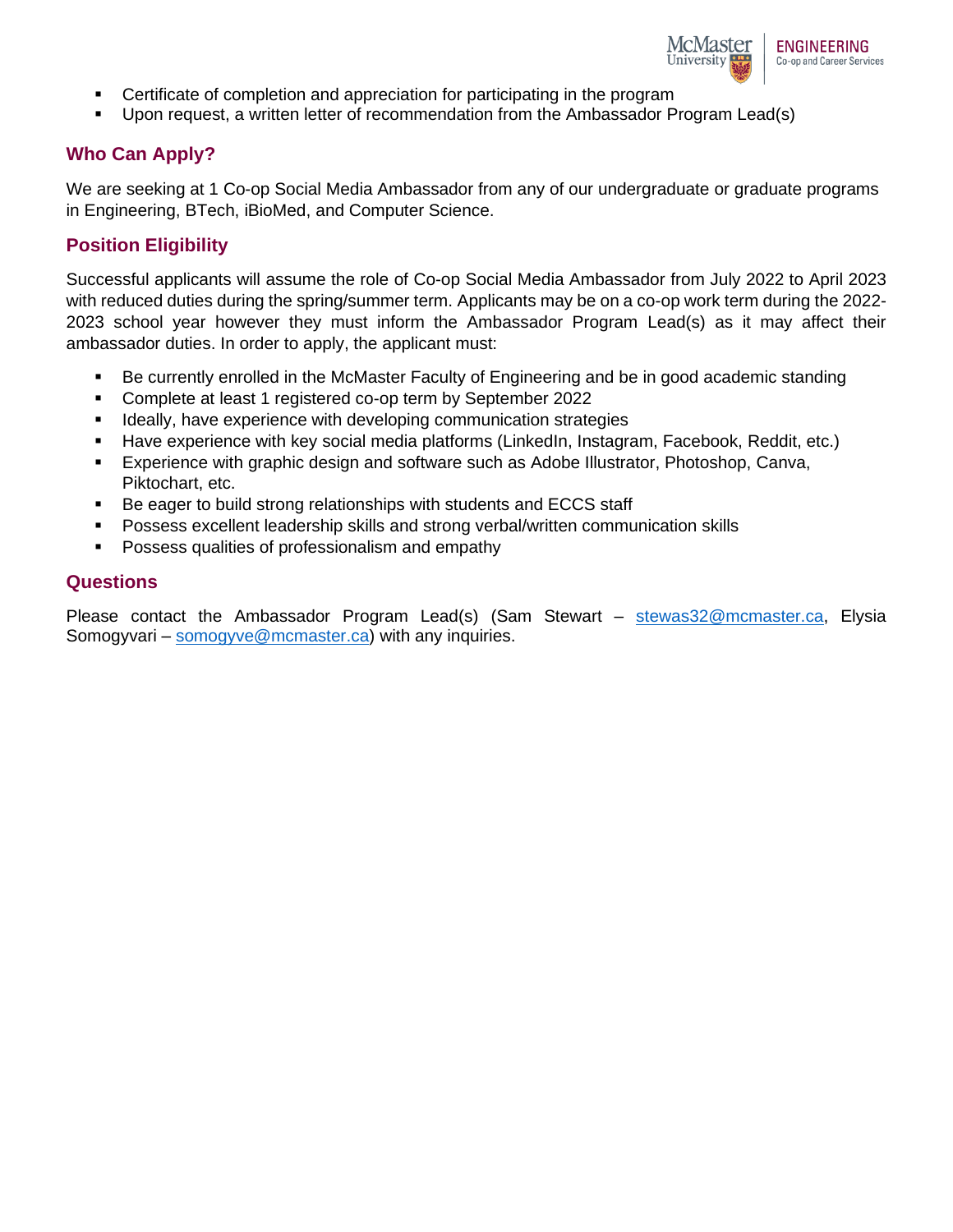- Certificate of completion and appreciation for participating in the program
- Upon request, a written letter of recommendation from the Ambassador Program Lead(s)

## Who Can Apply?

We are seeking at 1 Co-op Social Media Ambassador from any of our undergraduate or graduate programs in Engineering, BTech, iBioMed, and Computer Science.

## Position Eligibility

Successful applicants will assume the role of Co-op Social Media Ambassador from July 2022 to April 2023 with reduced duties during the spring/summer term. Applicants may be on a co-op work term during the 2022-2023 school year however they must inform the Ambassador Program Lead(s) as it may affect their ambassador duties. In order to apply, the applicant must:

- Be currently enrolled in the McMaster Faculty of Engineering and be in good academic standing
- Complete at least 1 registered co-op term by September 2022
- Ideally, have experience with developing communication strategies
- Have experience with key social media platforms (LinkedIn, Instagram, Facebook, Reddit, etc.)
- Experience with graphic design and software such as Adobe Illustrator, Photoshop, Canva, Piktochart, etc.
- Be eager to build strong relationships with students and ECCS staff
- Possess excellent leadership skills and strong verbal/written communication skills
- Possess qualities of professionalism and empathy

## Questions

Please contact the Ambassador Program Lead(s) (Sam Stewart – stewas32@mcmaster.ca, Elysia Somogyvari – somogyve@mcmaster.ca) with any inquiries.